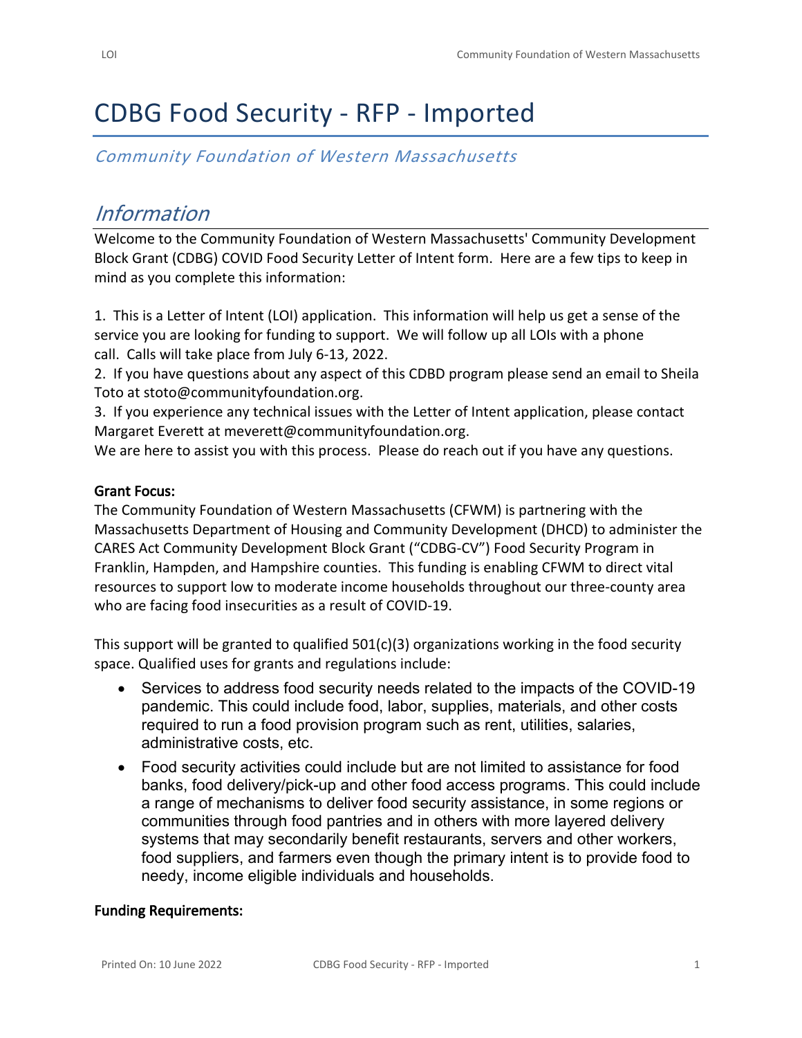# CDBG Food Security - RFP - Imported

*Community Foundation of Western Massachusetts*

## *Information*

Welcome to the Community Foundation of Western Massachusetts' Community Development Block Grant (CDBG) COVID Food Security Letter of Intent form. Here are a few tips to keep in mind as you complete this information:

1. This is a Letter of Intent (LOI) application. This information will help us get a sense of the service you are looking for funding to support. We will follow up all LOIs with a phone call. Calls will take place from July 6-13, 2022.
2. If you have questions about any aspect of this CDBD program please send an email to Sheila Toto at stoto@communityfoundation.org.
3. If you experience any technical issues with the Letter of Intent application, please contact Margaret Everett at meverett@communityfoundation.org.

We are here to assist you with this process. Please do reach out if you have any questions.

**Grant Focus:**

The Community Foundation of Western Massachusetts (CFWM) is partnering with the Massachusetts Department of Housing and Community Development (DHCD) to administer the CARES Act Community Development Block Grant ("CDBG-CV") Food Security Program in Franklin, Hampden, and Hampshire counties. This funding is enabling CFWM to direct vital resources to support low to moderate income households throughout our three-county area who are facing food insecurities as a result of COVID-19.

This support will be granted to qualified 501(c)(3) organizations working in the food security space. Qualified uses for grants and regulations include:

- Services to address food security needs related to the impacts of the COVID-19 pandemic. This could include food, labor, supplies, materials, and other costs required to run a food provision program such as rent, utilities, salaries, administrative costs, etc.
- Food security activities could include but are not limited to assistance for food banks, food delivery/pick-up and other food access programs. This could include a range of mechanisms to deliver food security assistance, in some regions or communities through food pantries and in others with more layered delivery systems that may secondarily benefit restaurants, servers and other workers, food suppliers, and farmers even though the primary intent is to provide food to needy, income eligible individuals and households.

**Funding Requirements:**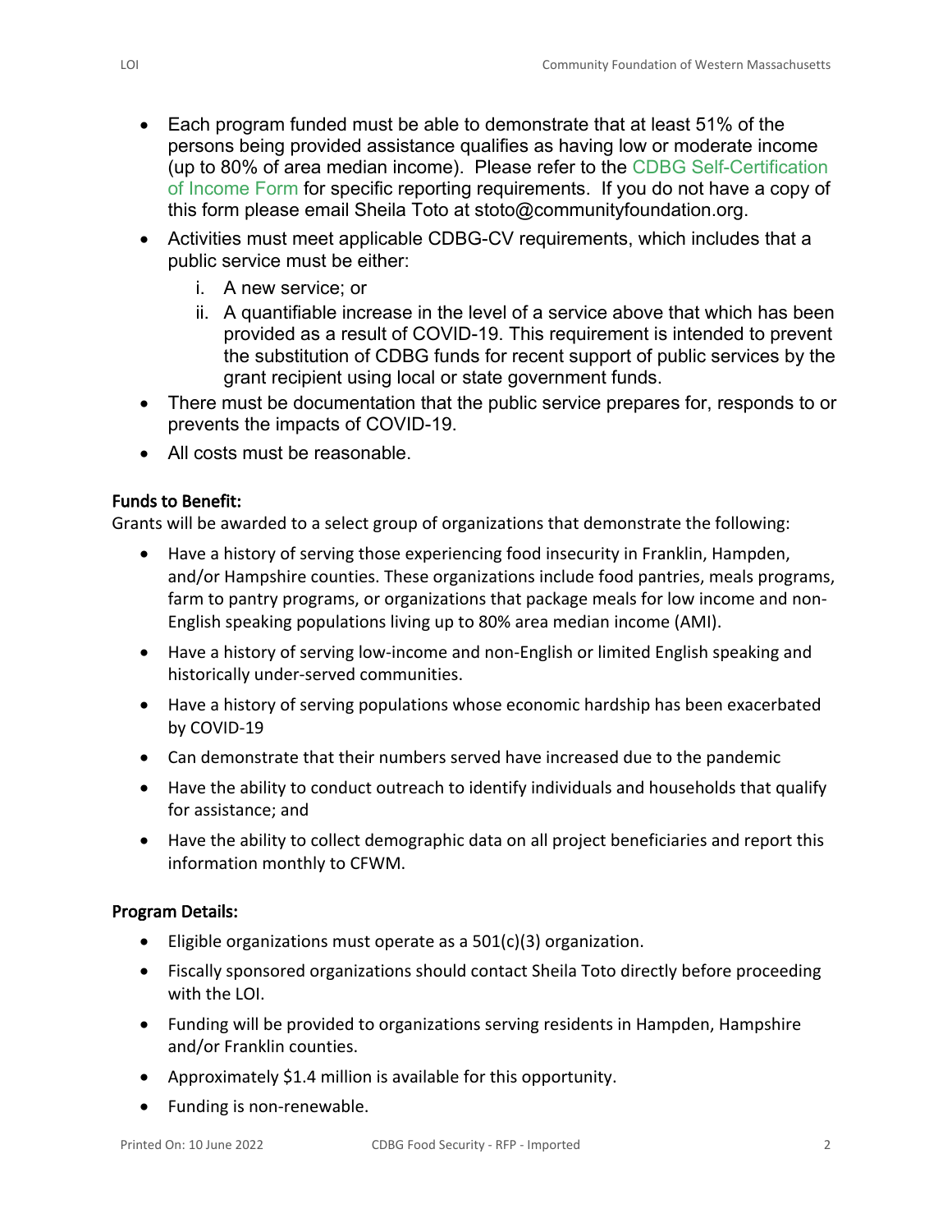- Each program funded must be able to demonstrate that at least 51% of the persons being provided assistance qualifies as having low or moderate income (up to 80% of area median income). Please refer to the CDBG Self-Certification of Income Form for specific reporting requirements. If you do not have a copy of this form please email Sheila Toto at stoto@communityfoundation.org.
- Activities must meet applicable CDBG-CV requirements, which includes that a public service must be either:
  i. A new service; or
  ii. A quantifiable increase in the level of a service above that which has been provided as a result of COVID-19. This requirement is intended to prevent the substitution of CDBG funds for recent support of public services by the grant recipient using local or state government funds.
- There must be documentation that the public service prepares for, responds to or prevents the impacts of COVID-19.
- All costs must be reasonable.

**Funds to Benefit:**

Grants will be awarded to a select group of organizations that demonstrate the following:

- Have a history of serving those experiencing food insecurity in Franklin, Hampden, and/or Hampshire counties. These organizations include food pantries, meals programs, farm to pantry programs, or organizations that package meals for low income and non-English speaking populations living up to 80% area median income (AMI).
- Have a history of serving low-income and non-English or limited English speaking and historically under-served communities.
- Have a history of serving populations whose economic hardship has been exacerbated by COVID-19
- Can demonstrate that their numbers served have increased due to the pandemic
- Have the ability to conduct outreach to identify individuals and households that qualify for assistance; and
- Have the ability to collect demographic data on all project beneficiaries and report this information monthly to CFWM.

**Program Details:**

- Eligible organizations must operate as a 501(c)(3) organization.
- Fiscally sponsored organizations should contact Sheila Toto directly before proceeding with the LOI.
- Funding will be provided to organizations serving residents in Hampden, Hampshire and/or Franklin counties.
- Approximately $1.4 million is available for this opportunity.
- Funding is non-renewable.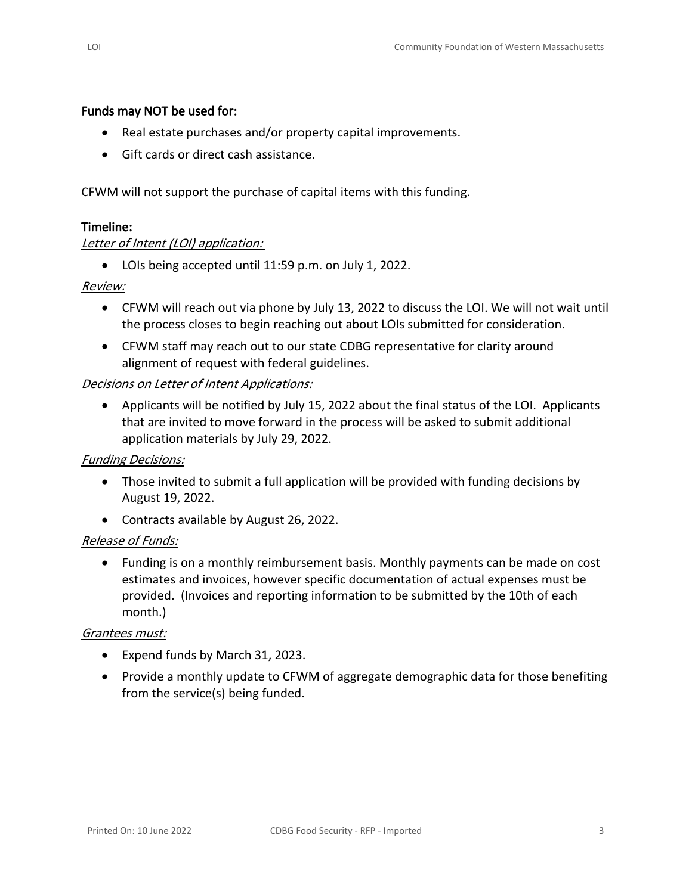### Funds may NOT be used for:

- Real estate purchases and/or property capital improvements.
- Gift cards or direct cash assistance.

CFWM will not support the purchase of capital items with this funding.

### Timeline:

*Letter of Intent (LOI) application:*

- LOIs being accepted until 11:59 p.m. on July 1, 2022.

*Review:*

- CFWM will reach out via phone by July 13, 2022 to discuss the LOI. We will not wait until the process closes to begin reaching out about LOIs submitted for consideration.
- CFWM staff may reach out to our state CDBG representative for clarity around alignment of request with federal guidelines.

*Decisions on Letter of Intent Applications:*

- Applicants will be notified by July 15, 2022 about the final status of the LOI. Applicants that are invited to move forward in the process will be asked to submit additional application materials by July 29, 2022.

*Funding Decisions:*

- Those invited to submit a full application will be provided with funding decisions by August 19, 2022.
- Contracts available by August 26, 2022.

*Release of Funds:*

- Funding is on a monthly reimbursement basis. Monthly payments can be made on cost estimates and invoices, however specific documentation of actual expenses must be provided. (Invoices and reporting information to be submitted by the 10th of each month.)

*Grantees must:*

- Expend funds by March 31, 2023.
- Provide a monthly update to CFWM of aggregate demographic data for those benefiting from the service(s) being funded.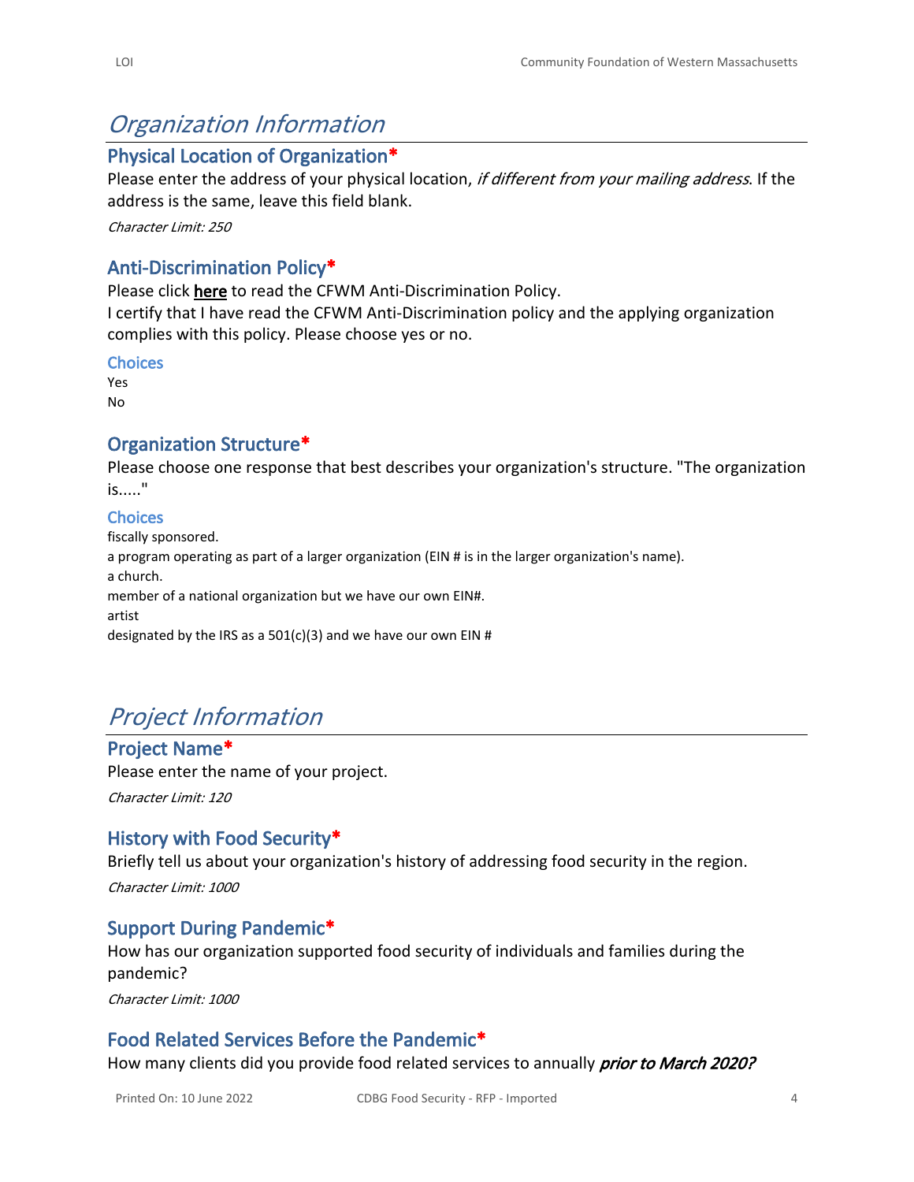# *Organization Information*

## Physical Location of Organization*

Please enter the address of your physical location, *if different from your mailing address*. If the address is the same, leave this field blank.

*Character Limit: 250*

## Anti-Discrimination Policy*

Please click **here** to read the CFWM Anti-Discrimination Policy.
I certify that I have read the CFWM Anti-Discrimination policy and the applying organization complies with this policy. Please choose yes or no.

### Choices

Yes
No

## Organization Structure*

Please choose one response that best describes your organization's structure. "The organization is....."

### Choices

fiscally sponsored.
a program operating as part of a larger organization (EIN # is in the larger organization's name).
a church.
member of a national organization but we have our own EIN#.
artist
designated by the IRS as a 501(c)(3) and we have our own EIN #

# *Project Information*

## Project Name*

Please enter the name of your project.

*Character Limit: 120*

## History with Food Security*

Briefly tell us about your organization's history of addressing food security in the region.

*Character Limit: 1000*

## Support During Pandemic*

How has our organization supported food security of individuals and families during the pandemic?

*Character Limit: 1000*

## Food Related Services Before the Pandemic*

How many clients did you provide food related services to annually ***prior to March 2020?***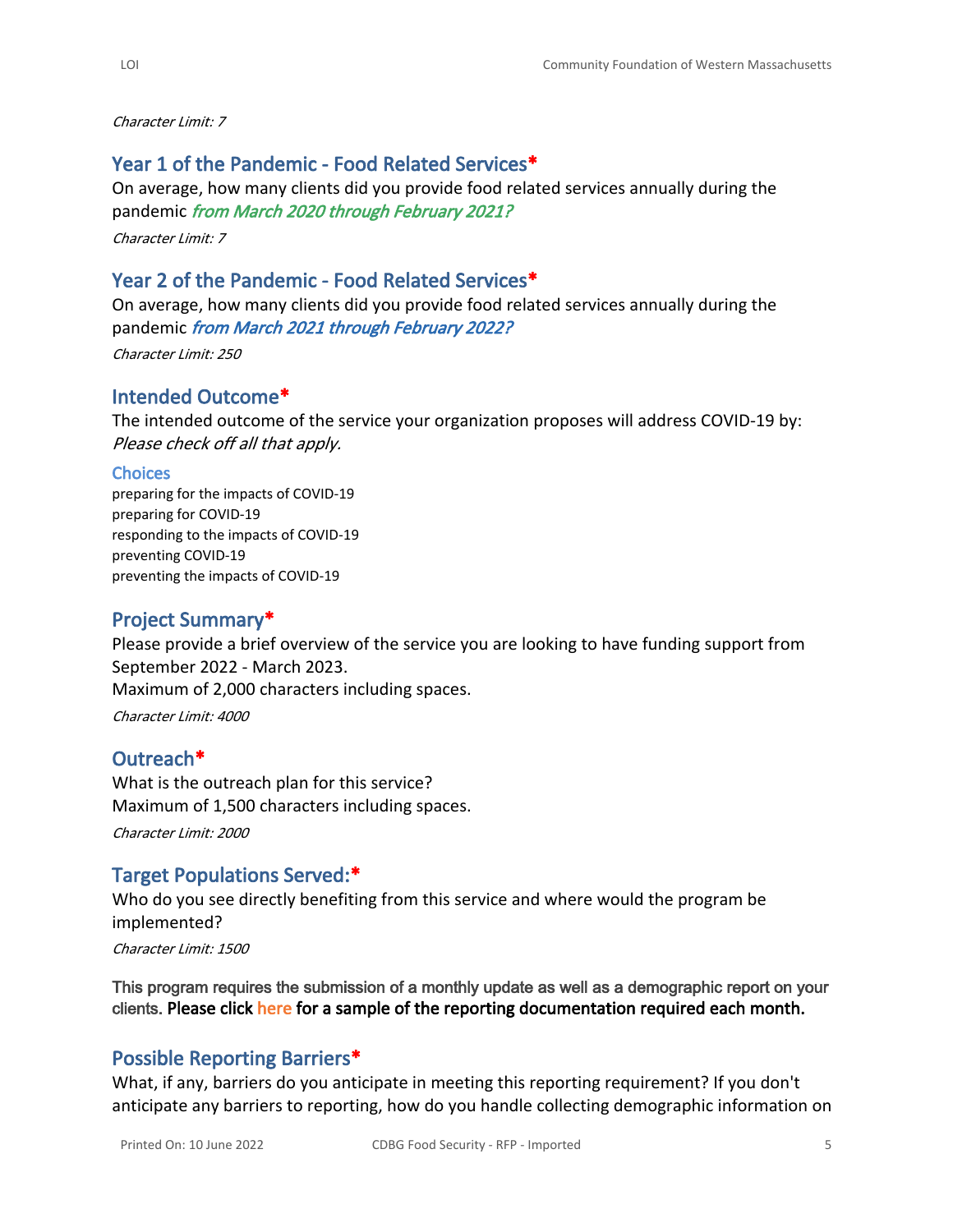*Character Limit: 7*

## Year 1 of the Pandemic - Food Related Services*

On average, how many clients did you provide food related services annually during the pandemic ***from March 2020 through February 2021?***

*Character Limit: 7*

## Year 2 of the Pandemic - Food Related Services*

On average, how many clients did you provide food related services annually during the pandemic ***from March 2021 through February 2022?***

*Character Limit: 250*

## Intended Outcome*

The intended outcome of the service your organization proposes will address COVID-19 by: *Please check off all that apply.*

### Choices

preparing for the impacts of COVID-19
preparing for COVID-19
responding to the impacts of COVID-19
preventing COVID-19
preventing the impacts of COVID-19

## Project Summary*

Please provide a brief overview of the service you are looking to have funding support from September 2022 - March 2023.
Maximum of 2,000 characters including spaces.

*Character Limit: 4000*

## Outreach*

What is the outreach plan for this service?
Maximum of 1,500 characters including spaces.

*Character Limit: 2000*

## Target Populations Served:*

Who do you see directly benefiting from this service and where would the program be implemented?

*Character Limit: 1500*

**This program requires the submission of a monthly update as well as a demographic report on your clients. Please click here for a sample of the reporting documentation required each month.**

## Possible Reporting Barriers*

What, if any, barriers do you anticipate in meeting this reporting requirement? If you don't anticipate any barriers to reporting, how do you handle collecting demographic information on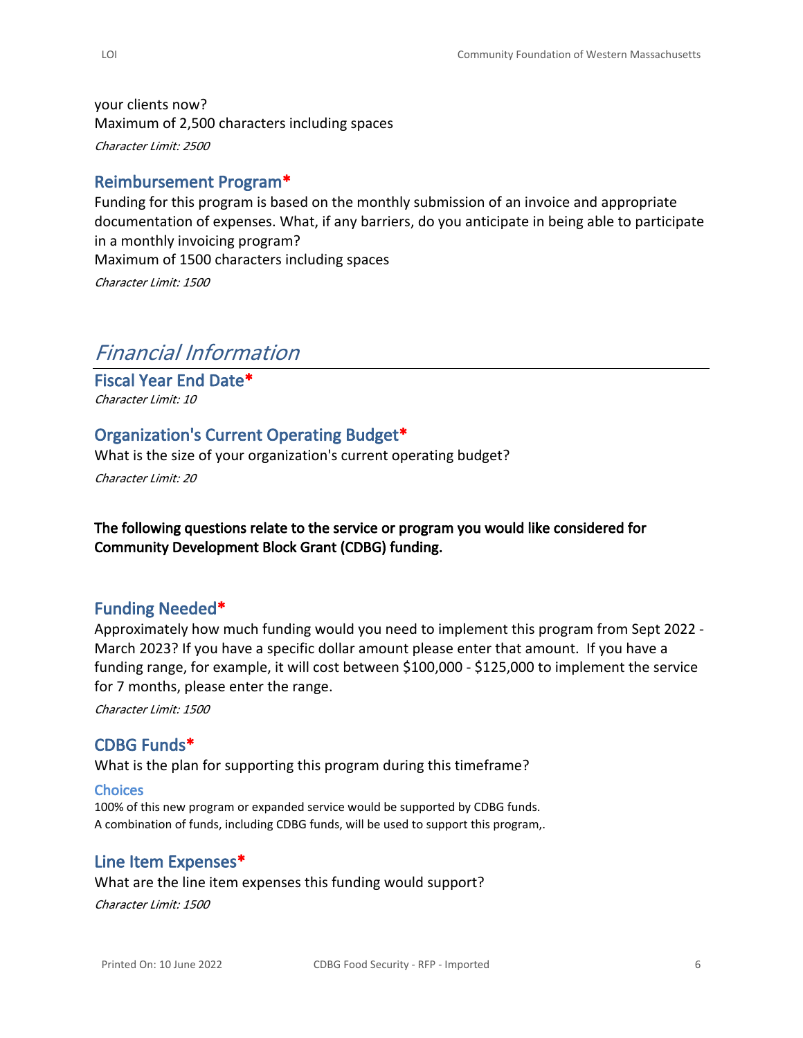your clients now?
Maximum of 2,500 characters including spaces

*Character Limit: 2500*

### Reimbursement Program*

Funding for this program is based on the monthly submission of an invoice and appropriate documentation of expenses. What, if any barriers, do you anticipate in being able to participate in a monthly invoicing program?
Maximum of 1500 characters including spaces

*Character Limit: 1500*

## *Financial Information*

### Fiscal Year End Date*

*Character Limit: 10*

### Organization's Current Operating Budget*

What is the size of your organization's current operating budget?

*Character Limit: 20*

**The following questions relate to the service or program you would like considered for Community Development Block Grant (CDBG) funding.**

### Funding Needed*

Approximately how much funding would you need to implement this program from Sept 2022 - March 2023? If you have a specific dollar amount please enter that amount. If you have a funding range, for example, it will cost between $100,000 - $125,000 to implement the service for 7 months, please enter the range.

*Character Limit: 1500*

### CDBG Funds*

What is the plan for supporting this program during this timeframe?

#### Choices

100% of this new program or expanded service would be supported by CDBG funds.
A combination of funds, including CDBG funds, will be used to support this program,.

### Line Item Expenses*

What are the line item expenses this funding would support?

*Character Limit: 1500*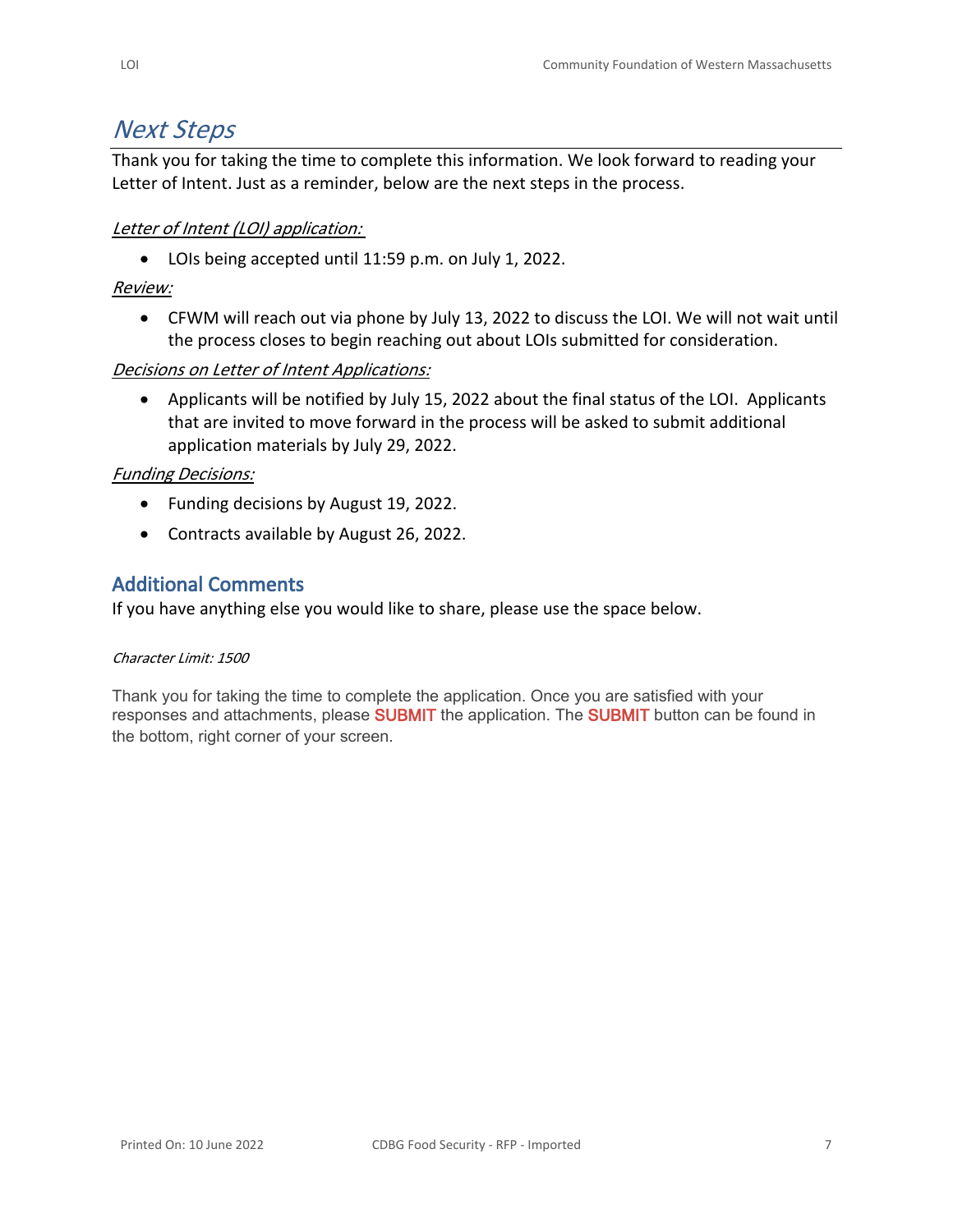# *Next Steps*

Thank you for taking the time to complete this information. We look forward to reading your Letter of Intent. Just as a reminder, below are the next steps in the process.

*Letter of Intent (LOI) application:*

- LOIs being accepted until 11:59 p.m. on July 1, 2022.

*Review:*

- CFWM will reach out via phone by July 13, 2022 to discuss the LOI. We will not wait until the process closes to begin reaching out about LOIs submitted for consideration.

*Decisions on Letter of Intent Applications:*

- Applicants will be notified by July 15, 2022 about the final status of the LOI. Applicants that are invited to move forward in the process will be asked to submit additional application materials by July 29, 2022.

*Funding Decisions:*

- Funding decisions by August 19, 2022.
- Contracts available by August 26, 2022.

## Additional Comments

If you have anything else you would like to share, please use the space below.

*Character Limit: 1500*

Thank you for taking the time to complete the application. Once you are satisfied with your responses and attachments, please SUBMIT the application. The SUBMIT button can be found in the bottom, right corner of your screen.